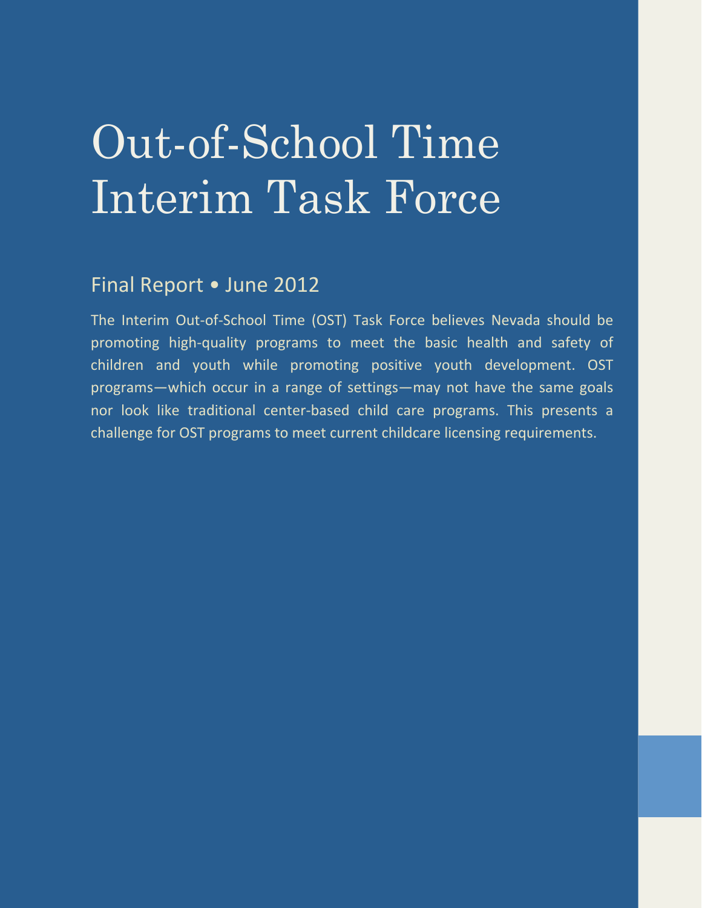# Out-of-School Time Interim Task Force

## Final Report • June 2012

The Interim Out-of-School Time (OST) Task Force believes Nevada should be promoting high-quality programs to meet the basic health and safety of children and youth while promoting positive youth development. OST programs—which occur in a range of settings—may not have the same goals nor look like traditional center-based child care programs. This presents a challenge for OST programs to meet current childcare licensing requirements.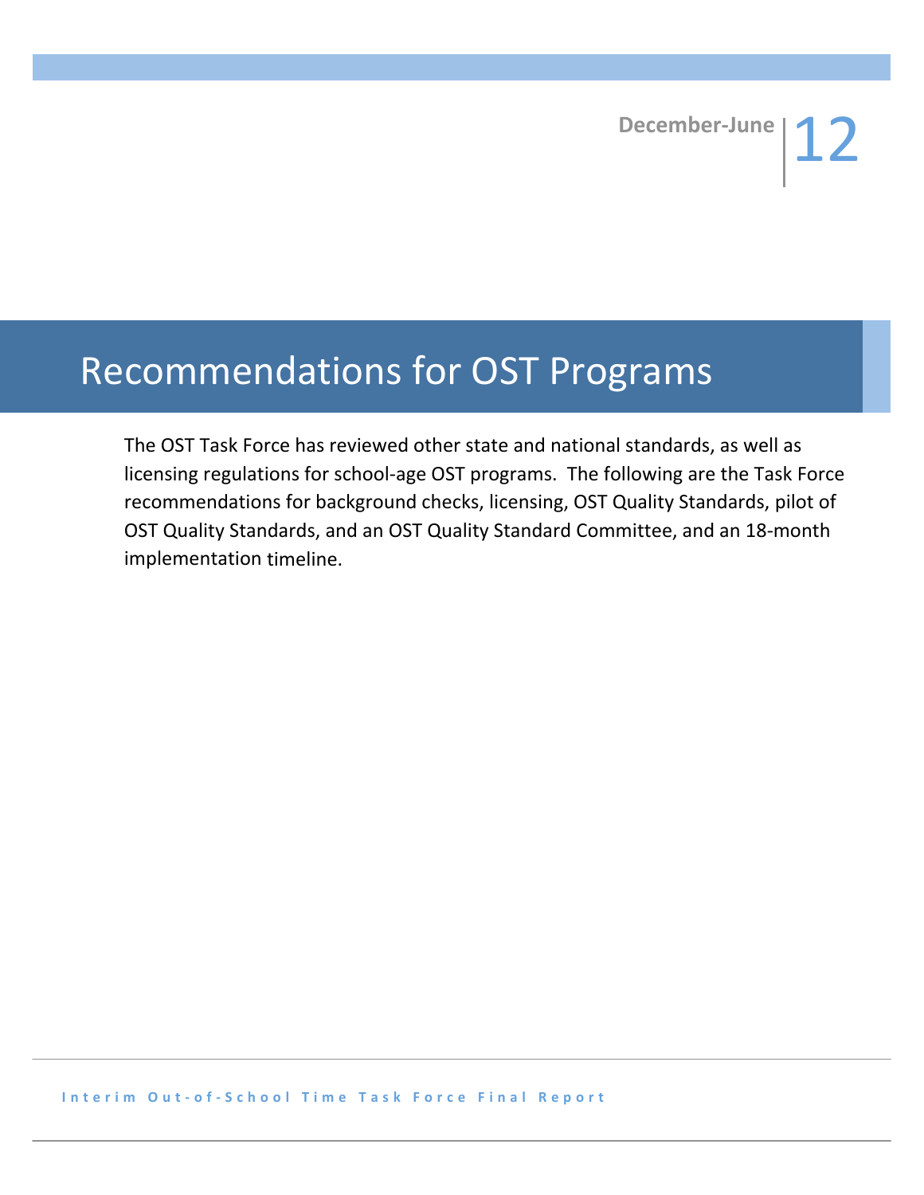# Recommendations for OST Programs

The OST Task Force has reviewed other state and national standards, as well as licensing regulations for school-age OST programs. The following are the Task Force recommendations for background checks, licensing, OST Quality Standards, pilot of OST Quality Standards, and an OST Quality Standard Committee, and an 18-month implementation timeline.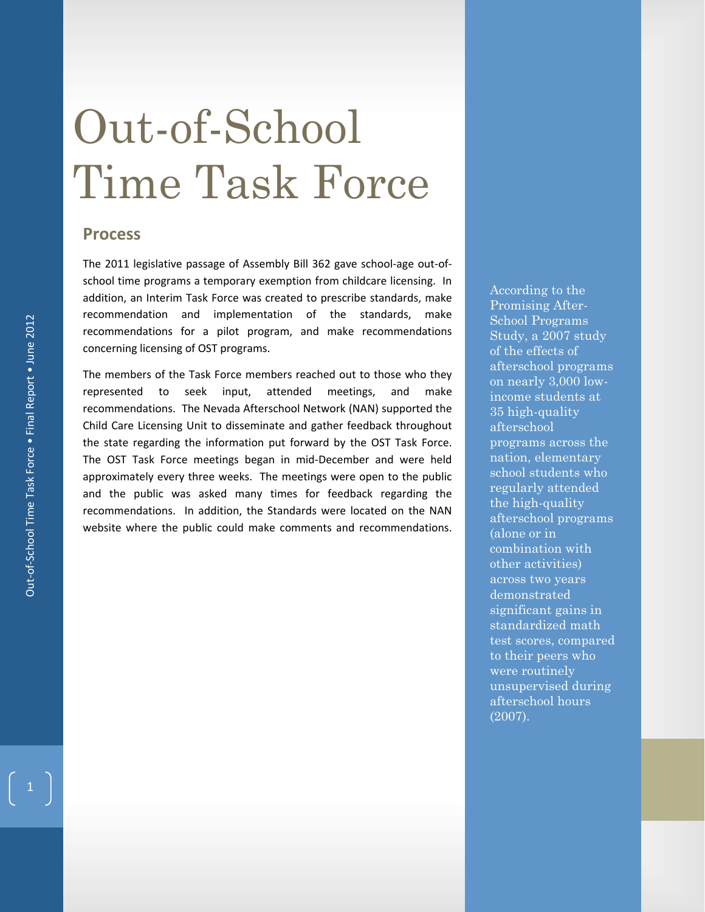# Out-of-School Time Task Force

## Process

The 2011 legislative passage of Assembly Bill 362 gave school-age out-of-school time programs a temporary exemption from childcare licensing. In addition, an Interim Task Force was created to prescribe standards, make recommendation and implementation of the standards, make recommendations for a pilot program, and make recommendations concerning licensing of OST programs.

The members of the Task Force members reached out to those who they represented to seek input, attended meetings, and make recommendations. The Nevada Afterschool Network (NAN) supported the Child Care Licensing Unit to disseminate and gather feedback throughout the state regarding the information put forward by the OST Task Force. The OST Task Force meetings began in mid-December and were held approximately every three weeks. The meetings were open to the public and the public was asked many times for feedback regarding the recommendations. In addition, the Standards were located on the NAN website where the public could make comments and recommendations.

According to the Promising After-School Programs Study, a 2007 study of the effects of afterschool programs on nearly 3,000 low-income students at 35 high-quality afterschool programs across the nation, elementary school students who regularly attended the high-quality afterschool programs (alone or in combination with other activities) across two years demonstrated significant gains in standardized math test scores, compared to their peers who were routinely unsupervised during afterschool hours (2007).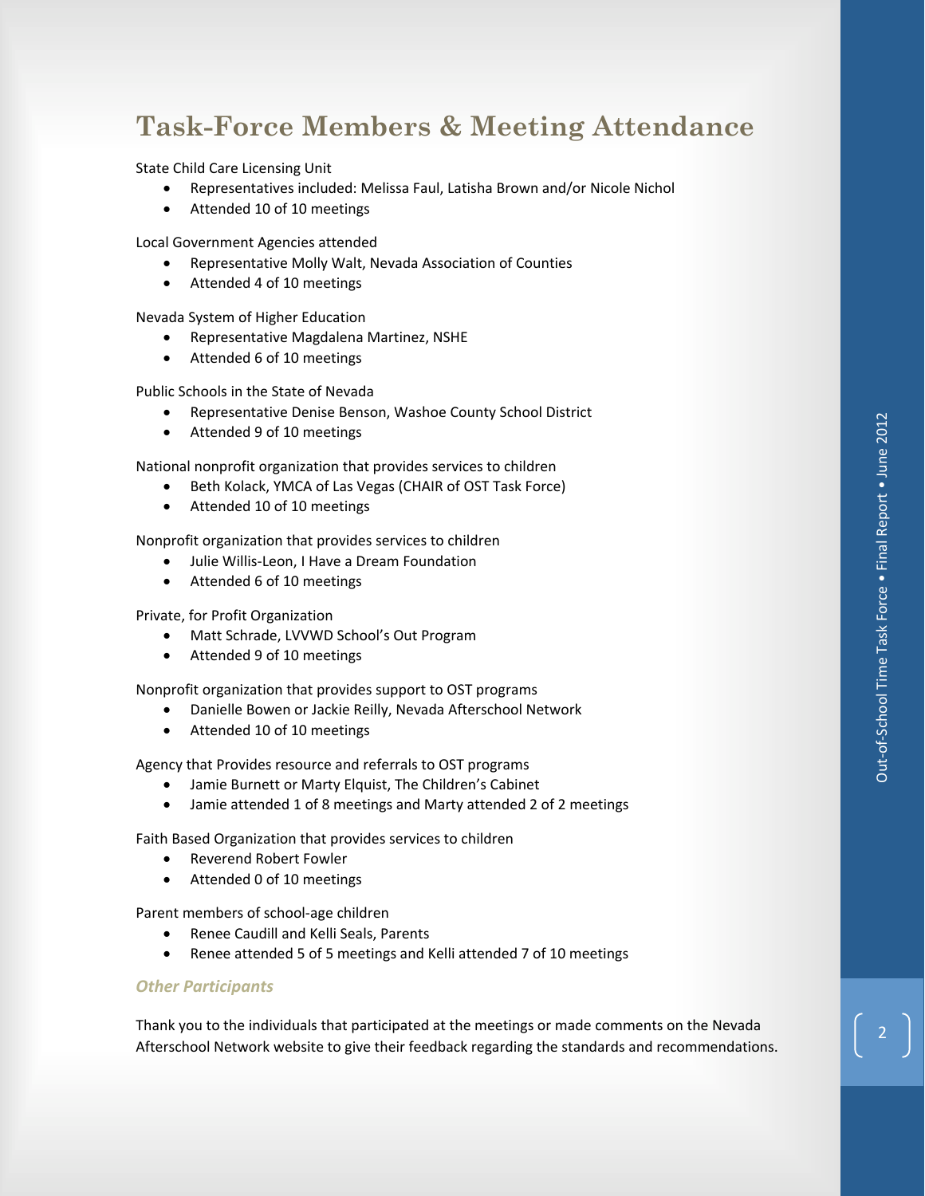# Task-Force Members & Meeting Attendance

State Child Care Licensing Unit

- Representatives included: Melissa Faul, Latisha Brown and/or Nicole Nichol
- Attended 10 of 10 meetings

Local Government Agencies attended

- Representative Molly Walt, Nevada Association of Counties
- Attended 4 of 10 meetings

Nevada System of Higher Education

- Representative Magdalena Martinez, NSHE
- Attended 6 of 10 meetings

Public Schools in the State of Nevada

- Representative Denise Benson, Washoe County School District
- Attended 9 of 10 meetings

National nonprofit organization that provides services to children

- Beth Kolack, YMCA of Las Vegas (CHAIR of OST Task Force)
- Attended 10 of 10 meetings

Nonprofit organization that provides services to children

- Julie Willis-Leon, I Have a Dream Foundation
- Attended 6 of 10 meetings

Private, for Profit Organization

- Matt Schrade, LVVWD School's Out Program
- Attended 9 of 10 meetings

Nonprofit organization that provides support to OST programs

- Danielle Bowen or Jackie Reilly, Nevada Afterschool Network
- Attended 10 of 10 meetings

Agency that Provides resource and referrals to OST programs

- Jamie Burnett or Marty Elquist, The Children's Cabinet
- Jamie attended 1 of 8 meetings and Marty attended 2 of 2 meetings

Faith Based Organization that provides services to children

- Reverend Robert Fowler
- Attended 0 of 10 meetings

Parent members of school-age children

- Renee Caudill and Kelli Seals, Parents
- Renee attended 5 of 5 meetings and Kelli attended 7 of 10 meetings

### *Other Participants*

Thank you to the individuals that participated at the meetings or made comments on the Nevada Afterschool Network website to give their feedback regarding the standards and recommendations.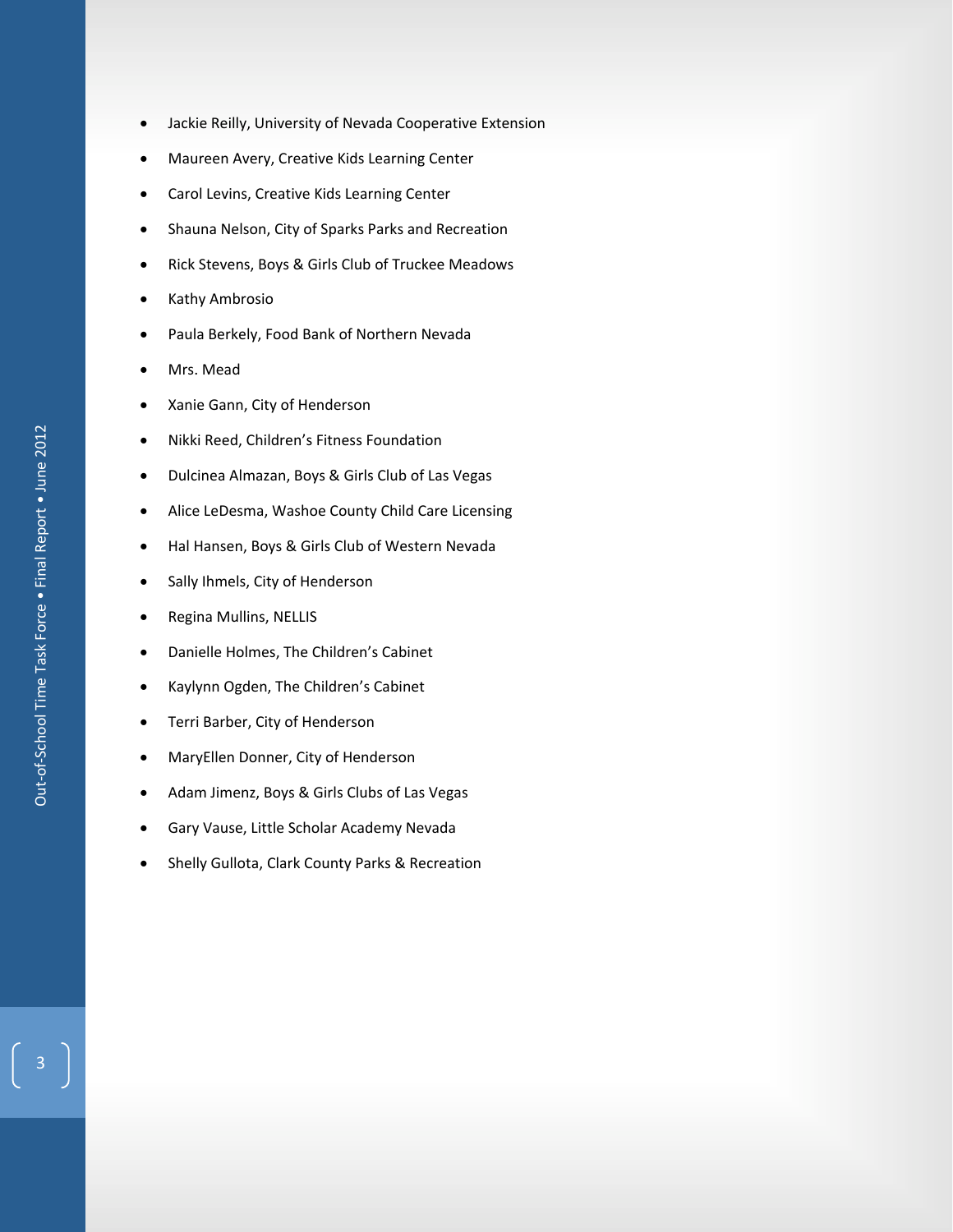- Jackie Reilly, University of Nevada Cooperative Extension
- Maureen Avery, Creative Kids Learning Center
- Carol Levins, Creative Kids Learning Center
- Shauna Nelson, City of Sparks Parks and Recreation
- Rick Stevens, Boys & Girls Club of Truckee Meadows
- Kathy Ambrosio
- Paula Berkely, Food Bank of Northern Nevada
- Mrs. Mead
- Xanie Gann, City of Henderson
- Nikki Reed, Children's Fitness Foundation
- Dulcinea Almazan, Boys & Girls Club of Las Vegas
- Alice LeDesma, Washoe County Child Care Licensing
- Hal Hansen, Boys & Girls Club of Western Nevada
- Sally Ihmels, City of Henderson
- Regina Mullins, NELLIS
- Danielle Holmes, The Children's Cabinet
- Kaylynn Ogden, The Children's Cabinet
- Terri Barber, City of Henderson
- MaryEllen Donner, City of Henderson
- Adam Jimenz, Boys & Girls Clubs of Las Vegas
- Gary Vause, Little Scholar Academy Nevada
- Shelly Gullota, Clark County Parks & Recreation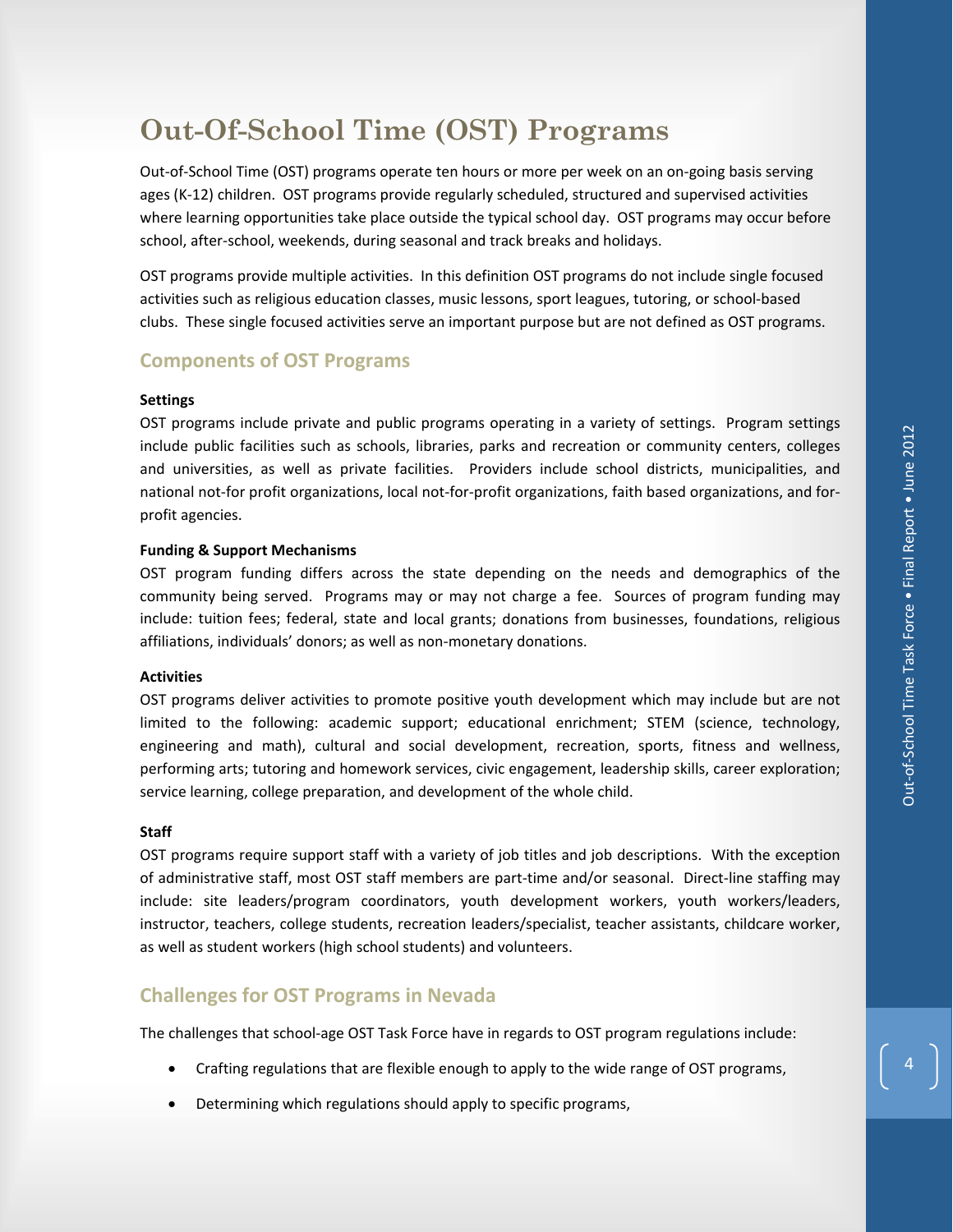# Out-Of-School Time (OST) Programs

Out-of-School Time (OST) programs operate ten hours or more per week on an on-going basis serving ages (K-12) children. OST programs provide regularly scheduled, structured and supervised activities where learning opportunities take place outside the typical school day. OST programs may occur before school, after-school, weekends, during seasonal and track breaks and holidays.

OST programs provide multiple activities. In this definition OST programs do not include single focused activities such as religious education classes, music lessons, sport leagues, tutoring, or school-based clubs. These single focused activities serve an important purpose but are not defined as OST programs.

## Components of OST Programs

**Settings**

OST programs include private and public programs operating in a variety of settings. Program settings include public facilities such as schools, libraries, parks and recreation or community centers, colleges and universities, as well as private facilities. Providers include school districts, municipalities, and national not-for profit organizations, local not-for-profit organizations, faith based organizations, and for-profit agencies.

**Funding & Support Mechanisms**

OST program funding differs across the state depending on the needs and demographics of the community being served. Programs may or may not charge a fee. Sources of program funding may include: tuition fees; federal, state and local grants; donations from businesses, foundations, religious affiliations, individuals' donors; as well as non-monetary donations.

**Activities**

OST programs deliver activities to promote positive youth development which may include but are not limited to the following: academic support; educational enrichment; STEM (science, technology, engineering and math), cultural and social development, recreation, sports, fitness and wellness, performing arts; tutoring and homework services, civic engagement, leadership skills, career exploration; service learning, college preparation, and development of the whole child.

**Staff**

OST programs require support staff with a variety of job titles and job descriptions. With the exception of administrative staff, most OST staff members are part-time and/or seasonal. Direct-line staffing may include: site leaders/program coordinators, youth development workers, youth workers/leaders, instructor, teachers, college students, recreation leaders/specialist, teacher assistants, childcare worker, as well as student workers (high school students) and volunteers.

## Challenges for OST Programs in Nevada

The challenges that school-age OST Task Force have in regards to OST program regulations include:

- Crafting regulations that are flexible enough to apply to the wide range of OST programs,
- Determining which regulations should apply to specific programs,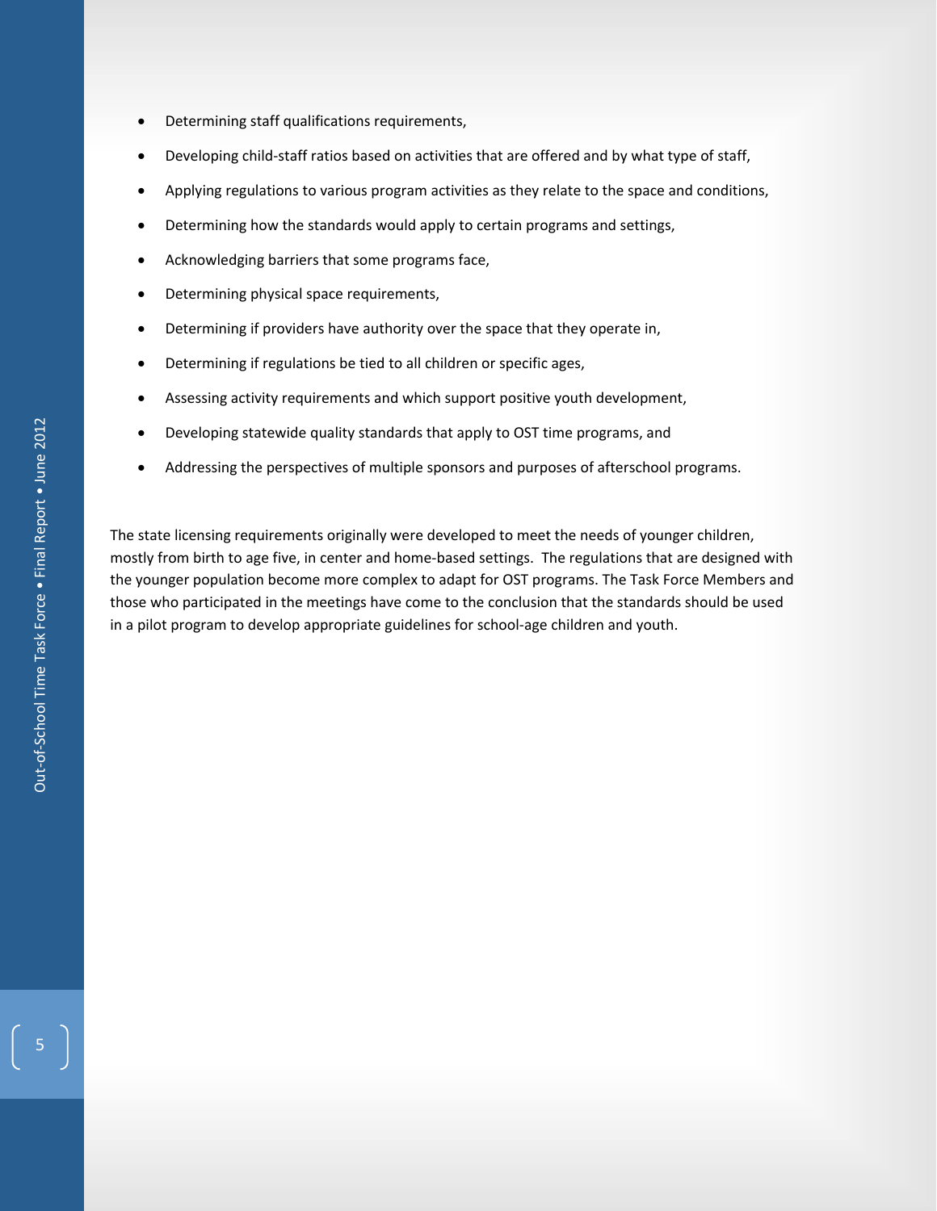- Determining staff qualifications requirements,
- Developing child-staff ratios based on activities that are offered and by what type of staff,
- Applying regulations to various program activities as they relate to the space and conditions,
- Determining how the standards would apply to certain programs and settings,
- Acknowledging barriers that some programs face,
- Determining physical space requirements,
- Determining if providers have authority over the space that they operate in,
- Determining if regulations be tied to all children or specific ages,
- Assessing activity requirements and which support positive youth development,
- Developing statewide quality standards that apply to OST time programs, and
- Addressing the perspectives of multiple sponsors and purposes of afterschool programs.

The state licensing requirements originally were developed to meet the needs of younger children, mostly from birth to age five, in center and home-based settings. The regulations that are designed with the younger population become more complex to adapt for OST programs. The Task Force Members and those who participated in the meetings have come to the conclusion that the standards should be used in a pilot program to develop appropriate guidelines for school-age children and youth.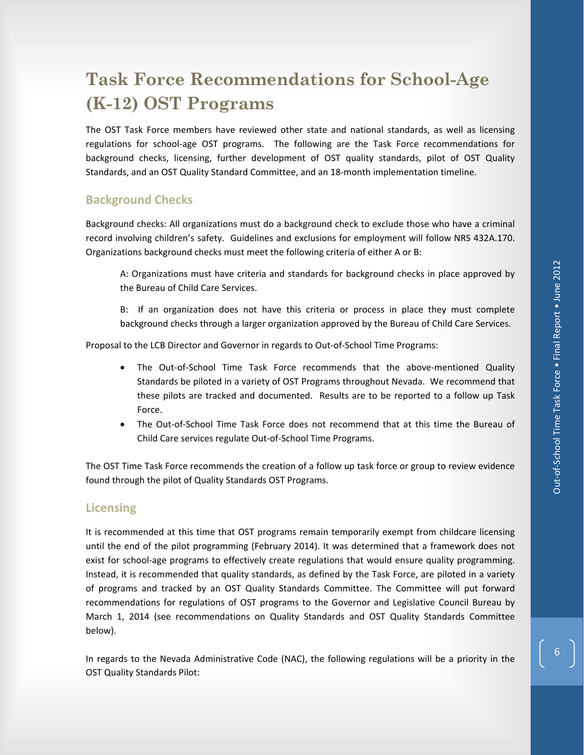# Task Force Recommendations for School-Age (K-12) OST Programs

The OST Task Force members have reviewed other state and national standards, as well as licensing regulations for school-age OST programs. The following are the Task Force recommendations for background checks, licensing, further development of OST quality standards, pilot of OST Quality Standards, and an OST Quality Standard Committee, and an 18-month implementation timeline.

## Background Checks

Background checks: All organizations must do a background check to exclude those who have a criminal record involving children's safety. Guidelines and exclusions for employment will follow NRS 432A.170. Organizations background checks must meet the following criteria of either A or B:

> A: Organizations must have criteria and standards for background checks in place approved by the Bureau of Child Care Services.
>
> B: If an organization does not have this criteria or process in place they must complete background checks through a larger organization approved by the Bureau of Child Care Services.

Proposal to the LCB Director and Governor in regards to Out-of-School Time Programs:

- The Out-of-School Time Task Force recommends that the above-mentioned Quality Standards be piloted in a variety of OST Programs throughout Nevada. We recommend that these pilots are tracked and documented. Results are to be reported to a follow up Task Force.
- The Out-of-School Time Task Force does not recommend that at this time the Bureau of Child Care services regulate Out-of-School Time Programs.

The OST Time Task Force recommends the creation of a follow up task force or group to review evidence found through the pilot of Quality Standards OST Programs.

## Licensing

It is recommended at this time that OST programs remain temporarily exempt from childcare licensing until the end of the pilot programming (February 2014). It was determined that a framework does not exist for school-age programs to effectively create regulations that would ensure quality programming. Instead, it is recommended that quality standards, as defined by the Task Force, are piloted in a variety of programs and tracked by an OST Quality Standards Committee. The Committee will put forward recommendations for regulations of OST programs to the Governor and Legislative Council Bureau by March 1, 2014 (see recommendations on Quality Standards and OST Quality Standards Committee below).

In regards to the Nevada Administrative Code (NAC), the following regulations will be a priority in the OST Quality Standards Pilot: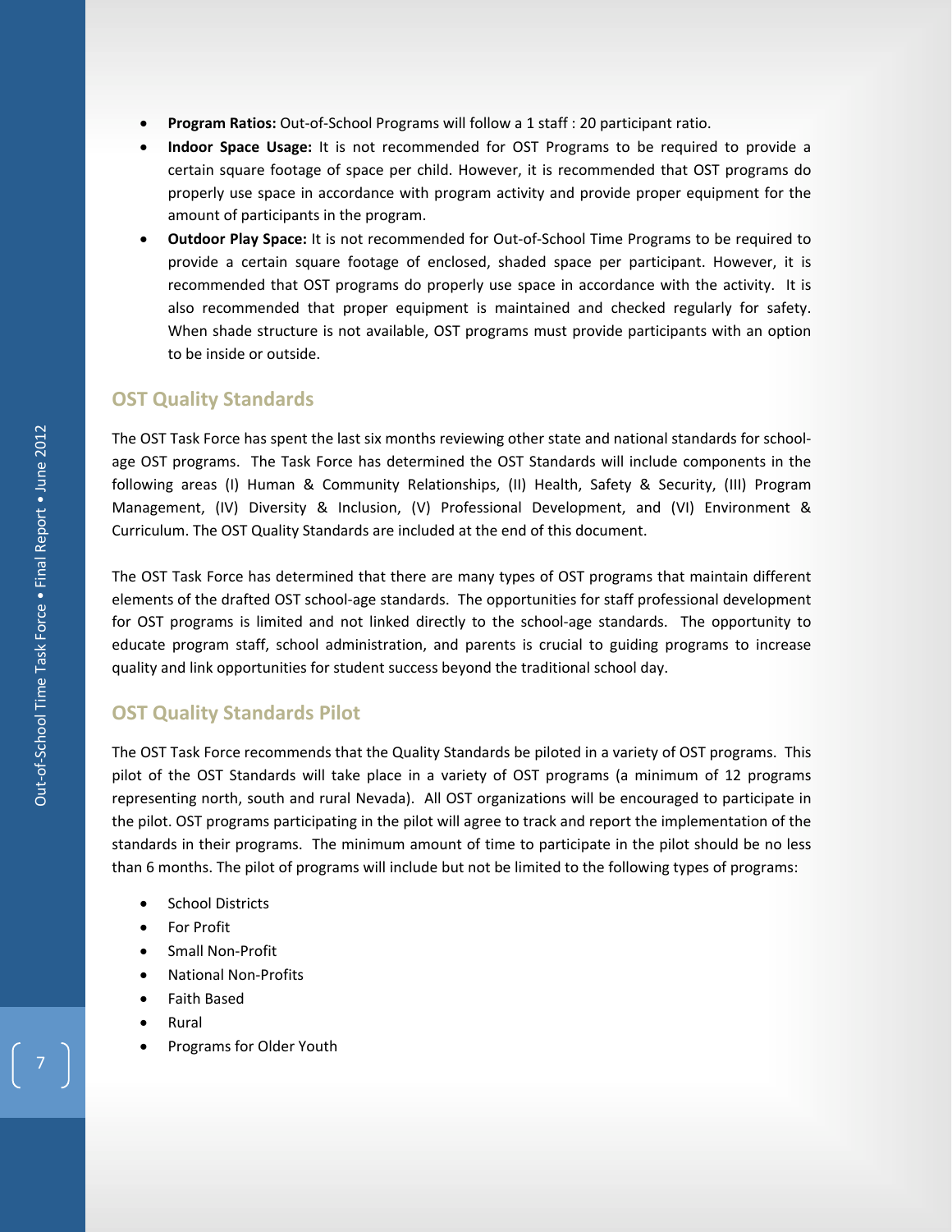- **Program Ratios:** Out-of-School Programs will follow a 1 staff : 20 participant ratio.
- **Indoor Space Usage:** It is not recommended for OST Programs to be required to provide a certain square footage of space per child. However, it is recommended that OST programs do properly use space in accordance with program activity and provide proper equipment for the amount of participants in the program.
- **Outdoor Play Space:** It is not recommended for Out-of-School Time Programs to be required to provide a certain square footage of enclosed, shaded space per participant. However, it is recommended that OST programs do properly use space in accordance with the activity. It is also recommended that proper equipment is maintained and checked regularly for safety. When shade structure is not available, OST programs must provide participants with an option to be inside or outside.

## OST Quality Standards

The OST Task Force has spent the last six months reviewing other state and national standards for school-age OST programs. The Task Force has determined the OST Standards will include components in the following areas (I) Human & Community Relationships, (II) Health, Safety & Security, (III) Program Management, (IV) Diversity & Inclusion, (V) Professional Development, and (VI) Environment & Curriculum. The OST Quality Standards are included at the end of this document.

The OST Task Force has determined that there are many types of OST programs that maintain different elements of the drafted OST school-age standards. The opportunities for staff professional development for OST programs is limited and not linked directly to the school-age standards. The opportunity to educate program staff, school administration, and parents is crucial to guiding programs to increase quality and link opportunities for student success beyond the traditional school day.

## OST Quality Standards Pilot

The OST Task Force recommends that the Quality Standards be piloted in a variety of OST programs. This pilot of the OST Standards will take place in a variety of OST programs (a minimum of 12 programs representing north, south and rural Nevada). All OST organizations will be encouraged to participate in the pilot. OST programs participating in the pilot will agree to track and report the implementation of the standards in their programs. The minimum amount of time to participate in the pilot should be no less than 6 months. The pilot of programs will include but not be limited to the following types of programs:

- School Districts
- For Profit
- Small Non-Profit
- National Non-Profits
- Faith Based
- Rural
- Programs for Older Youth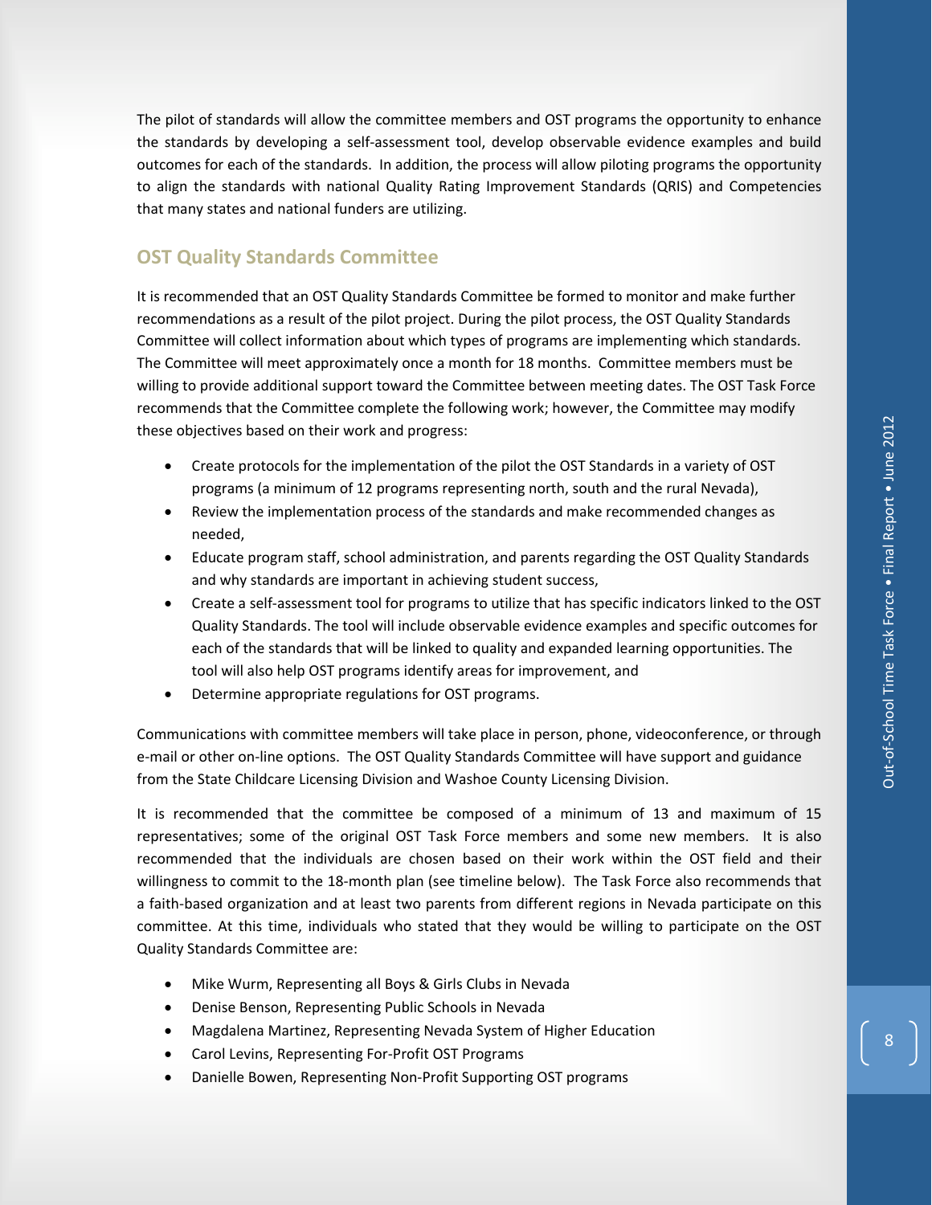The pilot of standards will allow the committee members and OST programs the opportunity to enhance the standards by developing a self-assessment tool, develop observable evidence examples and build outcomes for each of the standards. In addition, the process will allow piloting programs the opportunity to align the standards with national Quality Rating Improvement Standards (QRIS) and Competencies that many states and national funders are utilizing.

## OST Quality Standards Committee

It is recommended that an OST Quality Standards Committee be formed to monitor and make further recommendations as a result of the pilot project. During the pilot process, the OST Quality Standards Committee will collect information about which types of programs are implementing which standards. The Committee will meet approximately once a month for 18 months. Committee members must be willing to provide additional support toward the Committee between meeting dates. The OST Task Force recommends that the Committee complete the following work; however, the Committee may modify these objectives based on their work and progress:

- Create protocols for the implementation of the pilot the OST Standards in a variety of OST programs (a minimum of 12 programs representing north, south and the rural Nevada),
- Review the implementation process of the standards and make recommended changes as needed,
- Educate program staff, school administration, and parents regarding the OST Quality Standards and why standards are important in achieving student success,
- Create a self-assessment tool for programs to utilize that has specific indicators linked to the OST Quality Standards. The tool will include observable evidence examples and specific outcomes for each of the standards that will be linked to quality and expanded learning opportunities. The tool will also help OST programs identify areas for improvement, and
- Determine appropriate regulations for OST programs.

Communications with committee members will take place in person, phone, videoconference, or through e-mail or other on-line options. The OST Quality Standards Committee will have support and guidance from the State Childcare Licensing Division and Washoe County Licensing Division.

It is recommended that the committee be composed of a minimum of 13 and maximum of 15 representatives; some of the original OST Task Force members and some new members. It is also recommended that the individuals are chosen based on their work within the OST field and their willingness to commit to the 18-month plan (see timeline below). The Task Force also recommends that a faith-based organization and at least two parents from different regions in Nevada participate on this committee. At this time, individuals who stated that they would be willing to participate on the OST Quality Standards Committee are:

- Mike Wurm, Representing all Boys & Girls Clubs in Nevada
- Denise Benson, Representing Public Schools in Nevada
- Magdalena Martinez, Representing Nevada System of Higher Education
- Carol Levins, Representing For-Profit OST Programs
- Danielle Bowen, Representing Non-Profit Supporting OST programs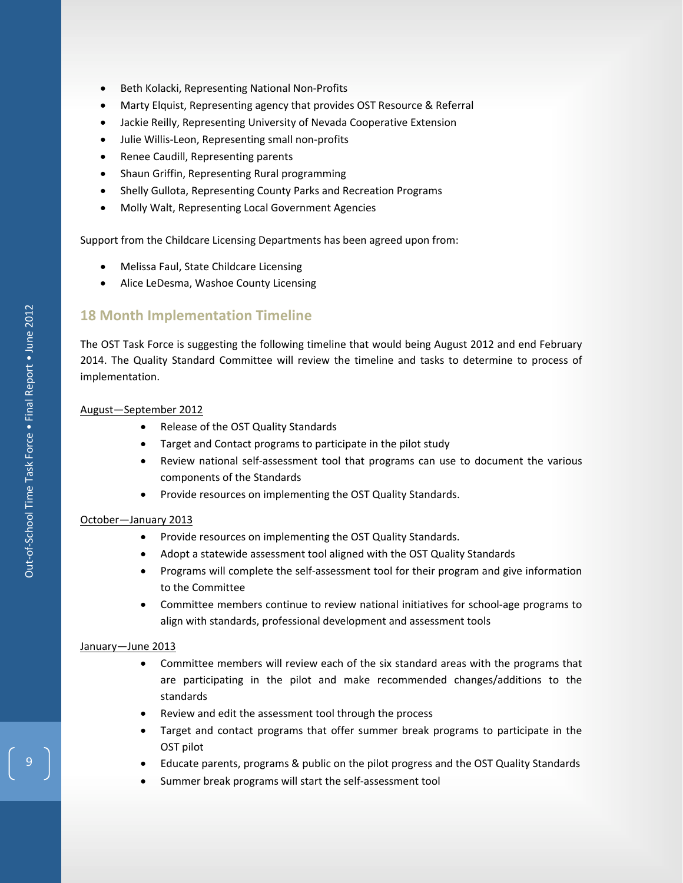- Beth Kolacki, Representing National Non-Profits
- Marty Elquist, Representing agency that provides OST Resource & Referral
- Jackie Reilly, Representing University of Nevada Cooperative Extension
- Julie Willis-Leon, Representing small non-profits
- Renee Caudill, Representing parents
- Shaun Griffin, Representing Rural programming
- Shelly Gullota, Representing County Parks and Recreation Programs
- Molly Walt, Representing Local Government Agencies

Support from the Childcare Licensing Departments has been agreed upon from:

- Melissa Faul, State Childcare Licensing
- Alice LeDesma, Washoe County Licensing

## 18 Month Implementation Timeline

The OST Task Force is suggesting the following timeline that would being August 2012 and end February 2014. The Quality Standard Committee will review the timeline and tasks to determine to process of implementation.

<u>August—September 2012</u>

- Release of the OST Quality Standards
- Target and Contact programs to participate in the pilot study
- Review national self-assessment tool that programs can use to document the various components of the Standards
- Provide resources on implementing the OST Quality Standards.

<u>October—January 2013</u>

- Provide resources on implementing the OST Quality Standards.
- Adopt a statewide assessment tool aligned with the OST Quality Standards
- Programs will complete the self-assessment tool for their program and give information to the Committee
- Committee members continue to review national initiatives for school-age programs to align with standards, professional development and assessment tools

<u>January—June 2013</u>

- Committee members will review each of the six standard areas with the programs that are participating in the pilot and make recommended changes/additions to the standards
- Review and edit the assessment tool through the process
- Target and contact programs that offer summer break programs to participate in the OST pilot
- Educate parents, programs & public on the pilot progress and the OST Quality Standards
- Summer break programs will start the self-assessment tool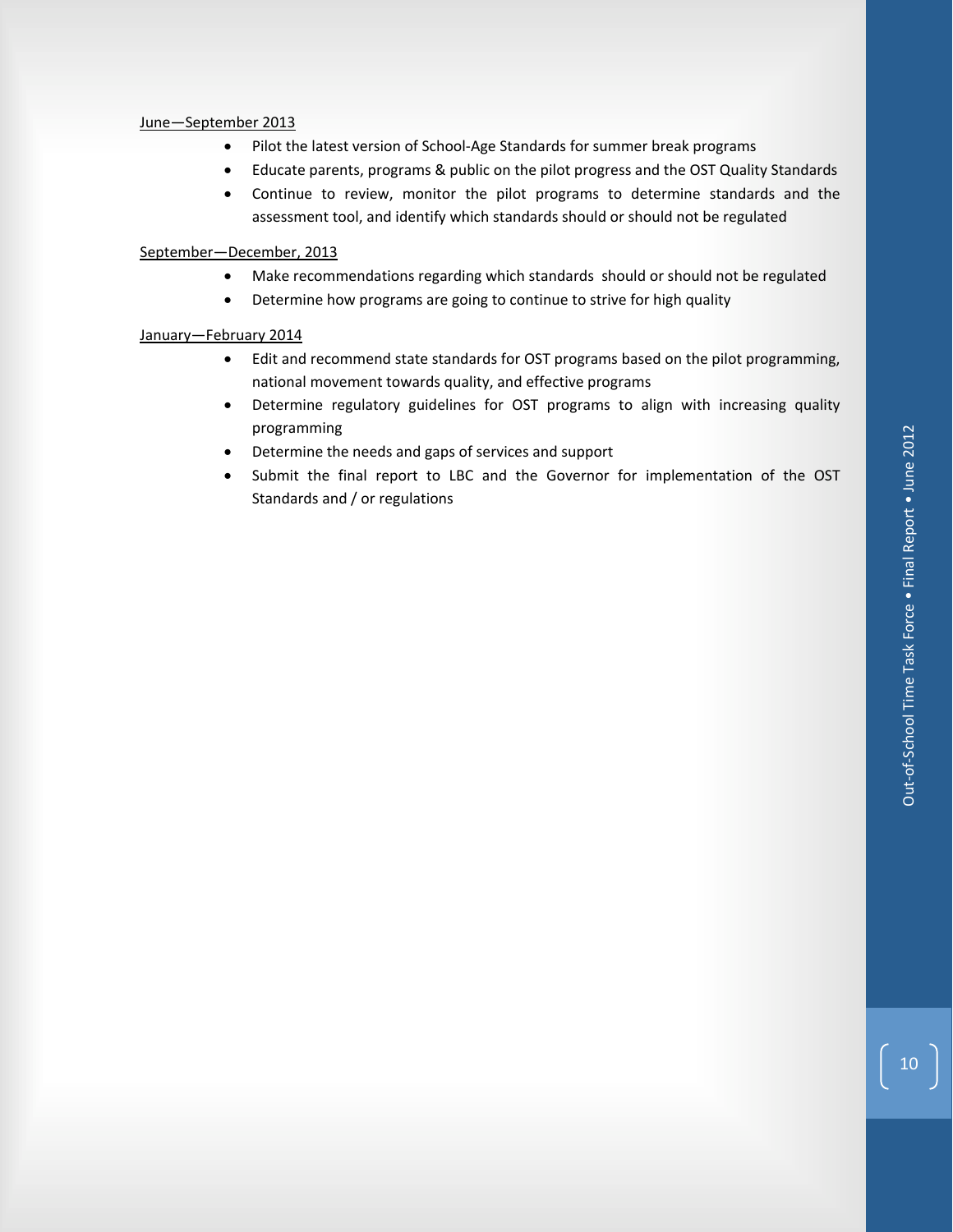June—September 2013

- Pilot the latest version of School-Age Standards for summer break programs
- Educate parents, programs & public on the pilot progress and the OST Quality Standards
- Continue to review, monitor the pilot programs to determine standards and the assessment tool, and identify which standards should or should not be regulated

September—December, 2013

- Make recommendations regarding which standards should or should not be regulated
- Determine how programs are going to continue to strive for high quality

January—February 2014

- Edit and recommend state standards for OST programs based on the pilot programming, national movement towards quality, and effective programs
- Determine regulatory guidelines for OST programs to align with increasing quality programming
- Determine the needs and gaps of services and support
- Submit the final report to LBC and the Governor for implementation of the OST Standards and / or regulations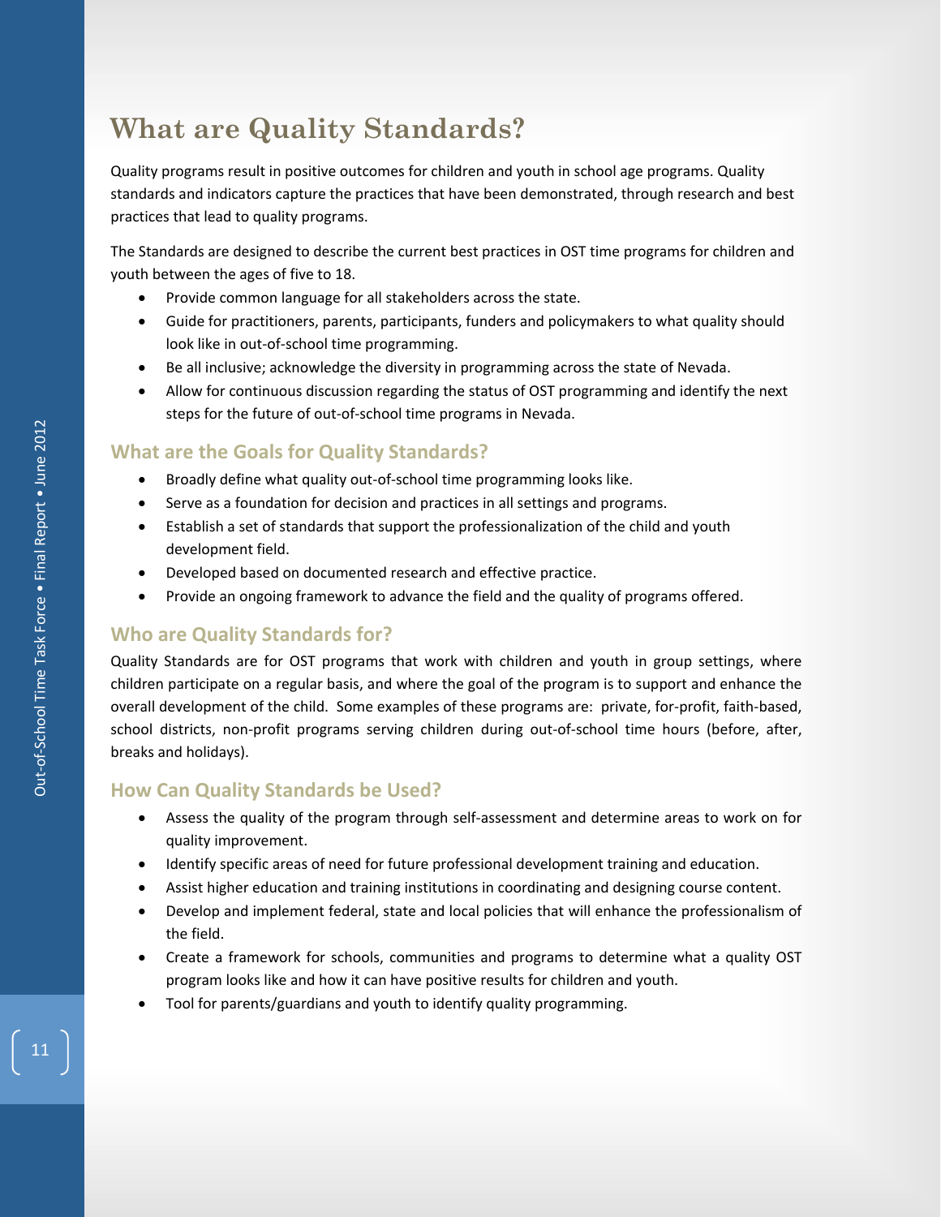# What are Quality Standards?

Quality programs result in positive outcomes for children and youth in school age programs. Quality standards and indicators capture the practices that have been demonstrated, through research and best practices that lead to quality programs.

The Standards are designed to describe the current best practices in OST time programs for children and youth between the ages of five to 18.

- Provide common language for all stakeholders across the state.
- Guide for practitioners, parents, participants, funders and policymakers to what quality should look like in out-of-school time programming.
- Be all inclusive; acknowledge the diversity in programming across the state of Nevada.
- Allow for continuous discussion regarding the status of OST programming and identify the next steps for the future of out-of-school time programs in Nevada.

## What are the Goals for Quality Standards?

- Broadly define what quality out-of-school time programming looks like.
- Serve as a foundation for decision and practices in all settings and programs.
- Establish a set of standards that support the professionalization of the child and youth development field.
- Developed based on documented research and effective practice.
- Provide an ongoing framework to advance the field and the quality of programs offered.

## Who are Quality Standards for?

Quality Standards are for OST programs that work with children and youth in group settings, where children participate on a regular basis, and where the goal of the program is to support and enhance the overall development of the child. Some examples of these programs are: private, for-profit, faith-based, school districts, non-profit programs serving children during out-of-school time hours (before, after, breaks and holidays).

## How Can Quality Standards be Used?

- Assess the quality of the program through self-assessment and determine areas to work on for quality improvement.
- Identify specific areas of need for future professional development training and education.
- Assist higher education and training institutions in coordinating and designing course content.
- Develop and implement federal, state and local policies that will enhance the professionalism of the field.
- Create a framework for schools, communities and programs to determine what a quality OST program looks like and how it can have positive results for children and youth.
- Tool for parents/guardians and youth to identify quality programming.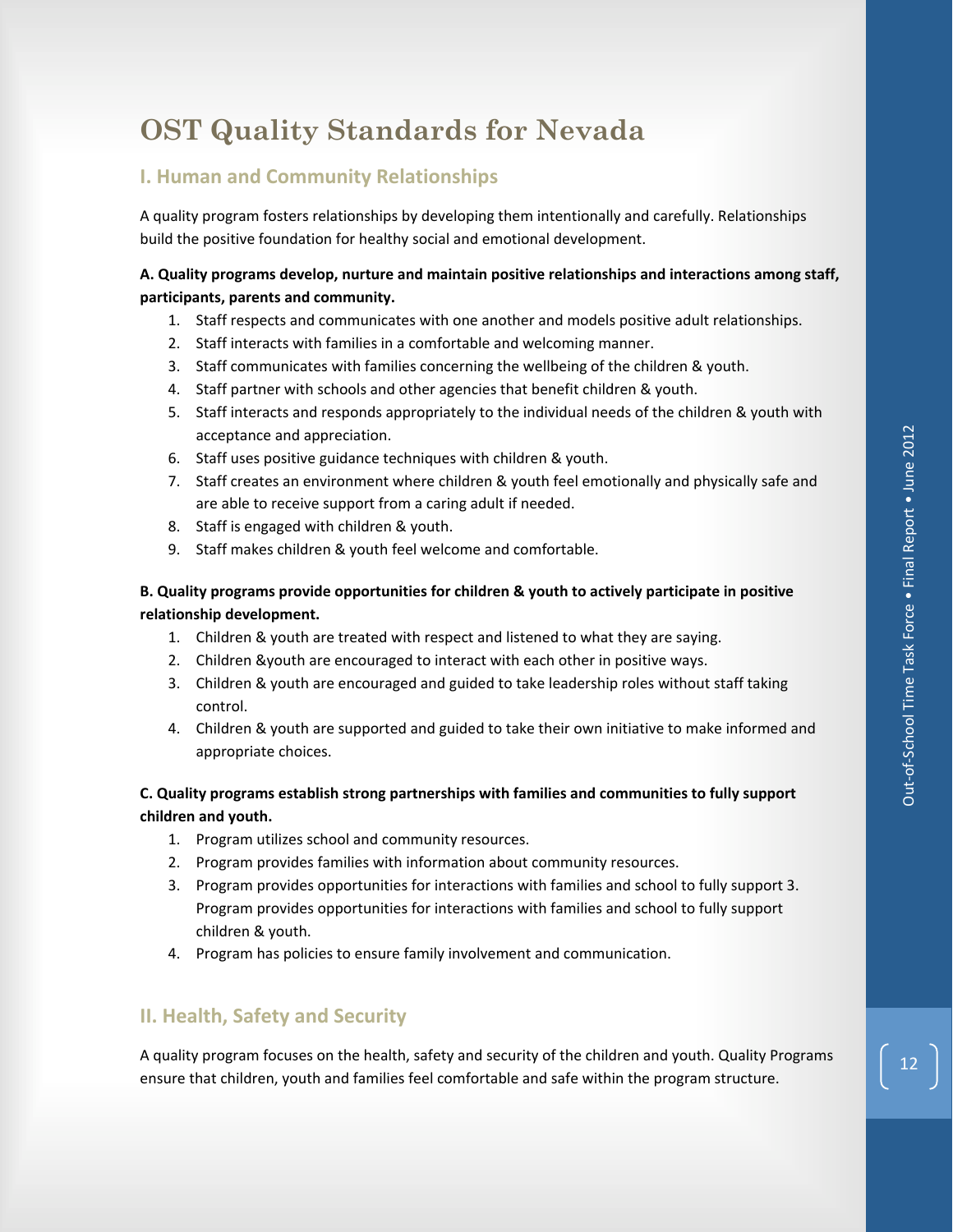# OST Quality Standards for Nevada

## I. Human and Community Relationships

A quality program fosters relationships by developing them intentionally and carefully. Relationships build the positive foundation for healthy social and emotional development.

**A. Quality programs develop, nurture and maintain positive relationships and interactions among staff, participants, parents and community.**

1. Staff respects and communicates with one another and models positive adult relationships.
2. Staff interacts with families in a comfortable and welcoming manner.
3. Staff communicates with families concerning the wellbeing of the children & youth.
4. Staff partner with schools and other agencies that benefit children & youth.
5. Staff interacts and responds appropriately to the individual needs of the children & youth with acceptance and appreciation.
6. Staff uses positive guidance techniques with children & youth.
7. Staff creates an environment where children & youth feel emotionally and physically safe and are able to receive support from a caring adult if needed.
8. Staff is engaged with children & youth.
9. Staff makes children & youth feel welcome and comfortable.

**B. Quality programs provide opportunities for children & youth to actively participate in positive relationship development.**

1. Children & youth are treated with respect and listened to what they are saying.
2. Children &youth are encouraged to interact with each other in positive ways.
3. Children & youth are encouraged and guided to take leadership roles without staff taking control.
4. Children & youth are supported and guided to take their own initiative to make informed and appropriate choices.

**C. Quality programs establish strong partnerships with families and communities to fully support children and youth.**

1. Program utilizes school and community resources.
2. Program provides families with information about community resources.
3. Program provides opportunities for interactions with families and school to fully support 3. Program provides opportunities for interactions with families and school to fully support children & youth.
4. Program has policies to ensure family involvement and communication.

## II. Health, Safety and Security

A quality program focuses on the health, safety and security of the children and youth. Quality Programs ensure that children, youth and families feel comfortable and safe within the program structure.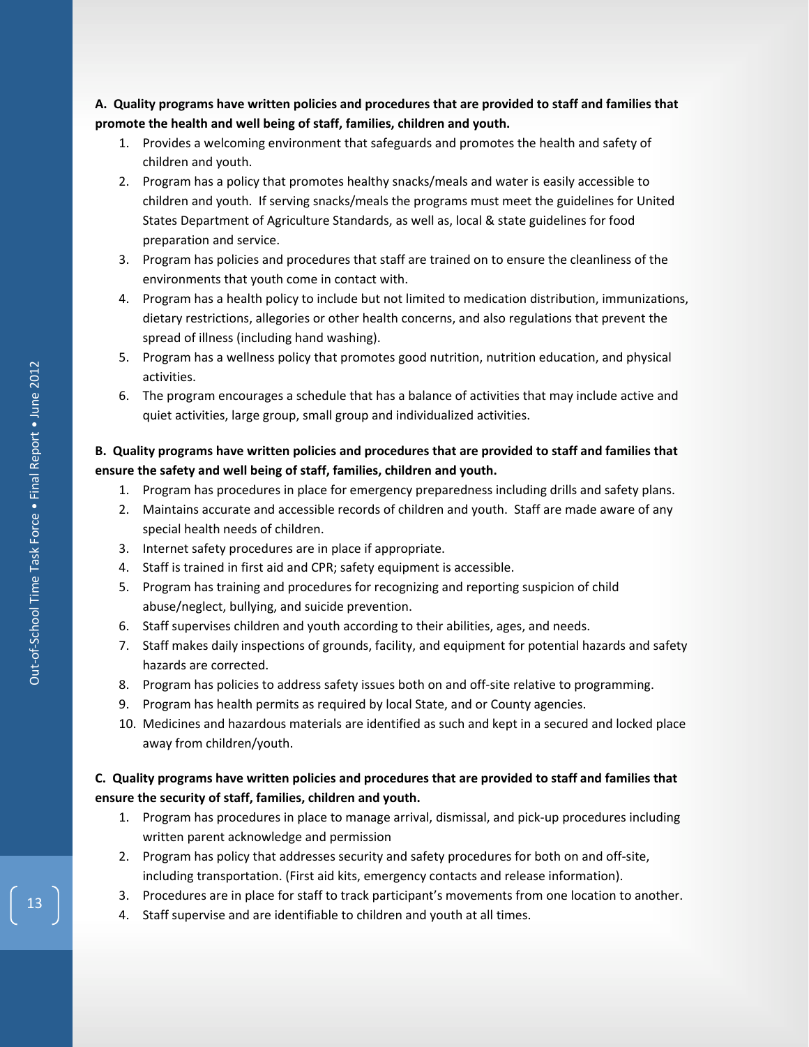**A. Quality programs have written policies and procedures that are provided to staff and families that promote the health and well being of staff, families, children and youth.**

1. Provides a welcoming environment that safeguards and promotes the health and safety of children and youth.
2. Program has a policy that promotes healthy snacks/meals and water is easily accessible to children and youth. If serving snacks/meals the programs must meet the guidelines for United States Department of Agriculture Standards, as well as, local & state guidelines for food preparation and service.
3. Program has policies and procedures that staff are trained on to ensure the cleanliness of the environments that youth come in contact with.
4. Program has a health policy to include but not limited to medication distribution, immunizations, dietary restrictions, allegories or other health concerns, and also regulations that prevent the spread of illness (including hand washing).
5. Program has a wellness policy that promotes good nutrition, nutrition education, and physical activities.
6. The program encourages a schedule that has a balance of activities that may include active and quiet activities, large group, small group and individualized activities.

**B. Quality programs have written policies and procedures that are provided to staff and families that ensure the safety and well being of staff, families, children and youth.**

1. Program has procedures in place for emergency preparedness including drills and safety plans.
2. Maintains accurate and accessible records of children and youth. Staff are made aware of any special health needs of children.
3. Internet safety procedures are in place if appropriate.
4. Staff is trained in first aid and CPR; safety equipment is accessible.
5. Program has training and procedures for recognizing and reporting suspicion of child abuse/neglect, bullying, and suicide prevention.
6. Staff supervises children and youth according to their abilities, ages, and needs.
7. Staff makes daily inspections of grounds, facility, and equipment for potential hazards and safety hazards are corrected.
8. Program has policies to address safety issues both on and off-site relative to programming.
9. Program has health permits as required by local State, and or County agencies.
10. Medicines and hazardous materials are identified as such and kept in a secured and locked place away from children/youth.

**C. Quality programs have written policies and procedures that are provided to staff and families that ensure the security of staff, families, children and youth.**

1. Program has procedures in place to manage arrival, dismissal, and pick-up procedures including written parent acknowledge and permission
2. Program has policy that addresses security and safety procedures for both on and off-site, including transportation. (First aid kits, emergency contacts and release information).
3. Procedures are in place for staff to track participant's movements from one location to another.
4. Staff supervise and are identifiable to children and youth at all times.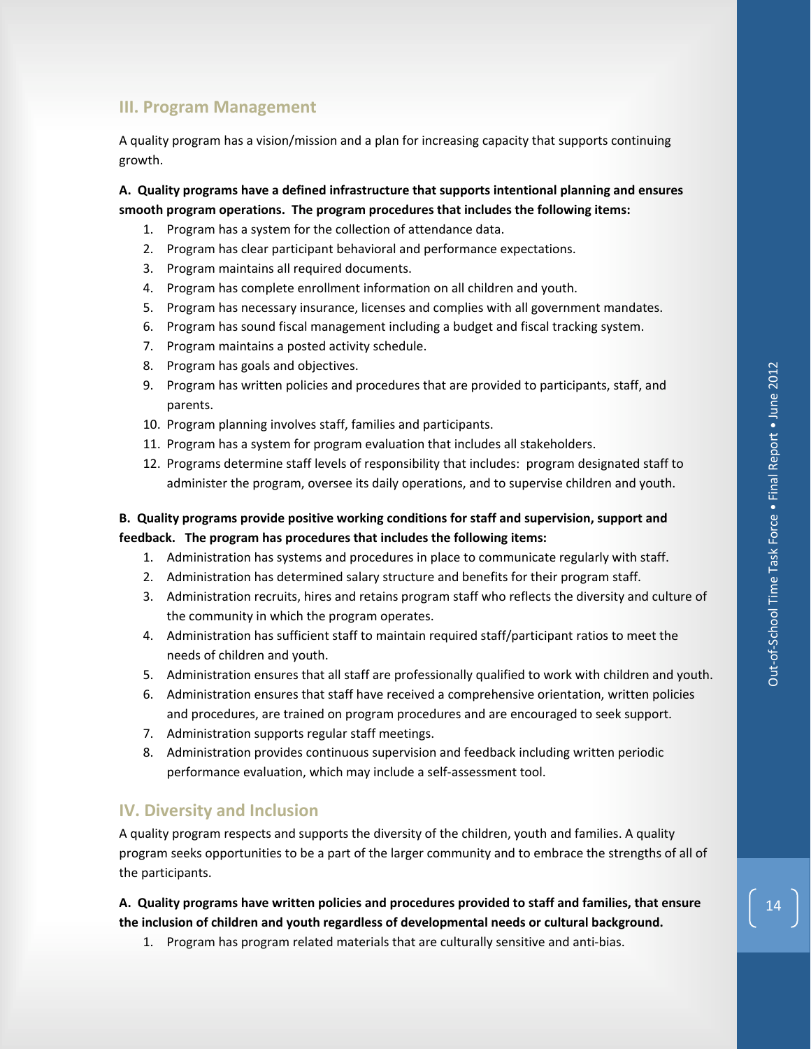## III. Program Management

A quality program has a vision/mission and a plan for increasing capacity that supports continuing growth.

**A. Quality programs have a defined infrastructure that supports intentional planning and ensures smooth program operations. The program procedures that includes the following items:**

1. Program has a system for the collection of attendance data.
2. Program has clear participant behavioral and performance expectations.
3. Program maintains all required documents.
4. Program has complete enrollment information on all children and youth.
5. Program has necessary insurance, licenses and complies with all government mandates.
6. Program has sound fiscal management including a budget and fiscal tracking system.
7. Program maintains a posted activity schedule.
8. Program has goals and objectives.
9. Program has written policies and procedures that are provided to participants, staff, and parents.
10. Program planning involves staff, families and participants.
11. Program has a system for program evaluation that includes all stakeholders.
12. Programs determine staff levels of responsibility that includes: program designated staff to administer the program, oversee its daily operations, and to supervise children and youth.

**B. Quality programs provide positive working conditions for staff and supervision, support and feedback. The program has procedures that includes the following items:**

1. Administration has systems and procedures in place to communicate regularly with staff.
2. Administration has determined salary structure and benefits for their program staff.
3. Administration recruits, hires and retains program staff who reflects the diversity and culture of the community in which the program operates.
4. Administration has sufficient staff to maintain required staff/participant ratios to meet the needs of children and youth.
5. Administration ensures that all staff are professionally qualified to work with children and youth.
6. Administration ensures that staff have received a comprehensive orientation, written policies and procedures, are trained on program procedures and are encouraged to seek support.
7. Administration supports regular staff meetings.
8. Administration provides continuous supervision and feedback including written periodic performance evaluation, which may include a self-assessment tool.

## IV. Diversity and Inclusion

A quality program respects and supports the diversity of the children, youth and families. A quality program seeks opportunities to be a part of the larger community and to embrace the strengths of all of the participants.

**A. Quality programs have written policies and procedures provided to staff and families, that ensure the inclusion of children and youth regardless of developmental needs or cultural background.**

1. Program has program related materials that are culturally sensitive and anti-bias.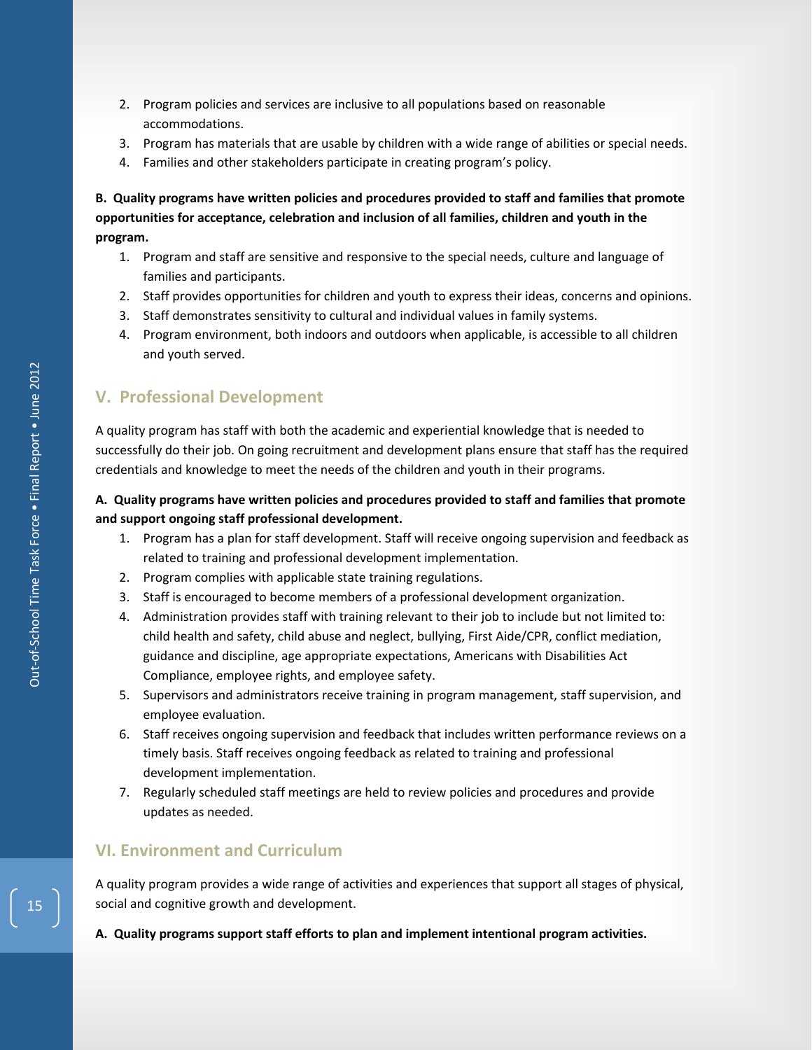2. Program policies and services are inclusive to all populations based on reasonable accommodations.
3. Program has materials that are usable by children with a wide range of abilities or special needs.
4. Families and other stakeholders participate in creating program's policy.

**B. Quality programs have written policies and procedures provided to staff and families that promote opportunities for acceptance, celebration and inclusion of all families, children and youth in the program.**

1. Program and staff are sensitive and responsive to the special needs, culture and language of families and participants.
2. Staff provides opportunities for children and youth to express their ideas, concerns and opinions.
3. Staff demonstrates sensitivity to cultural and individual values in family systems.
4. Program environment, both indoors and outdoors when applicable, is accessible to all children and youth served.

## V. Professional Development

A quality program has staff with both the academic and experiential knowledge that is needed to successfully do their job. On going recruitment and development plans ensure that staff has the required credentials and knowledge to meet the needs of the children and youth in their programs.

**A. Quality programs have written policies and procedures provided to staff and families that promote and support ongoing staff professional development.**

1. Program has a plan for staff development. Staff will receive ongoing supervision and feedback as related to training and professional development implementation.
2. Program complies with applicable state training regulations.
3. Staff is encouraged to become members of a professional development organization.
4. Administration provides staff with training relevant to their job to include but not limited to: child health and safety, child abuse and neglect, bullying, First Aide/CPR, conflict mediation, guidance and discipline, age appropriate expectations, Americans with Disabilities Act Compliance, employee rights, and employee safety.
5. Supervisors and administrators receive training in program management, staff supervision, and employee evaluation.
6. Staff receives ongoing supervision and feedback that includes written performance reviews on a timely basis. Staff receives ongoing feedback as related to training and professional development implementation.
7. Regularly scheduled staff meetings are held to review policies and procedures and provide updates as needed.

## VI. Environment and Curriculum

A quality program provides a wide range of activities and experiences that support all stages of physical, social and cognitive growth and development.

**A. Quality programs support staff efforts to plan and implement intentional program activities.**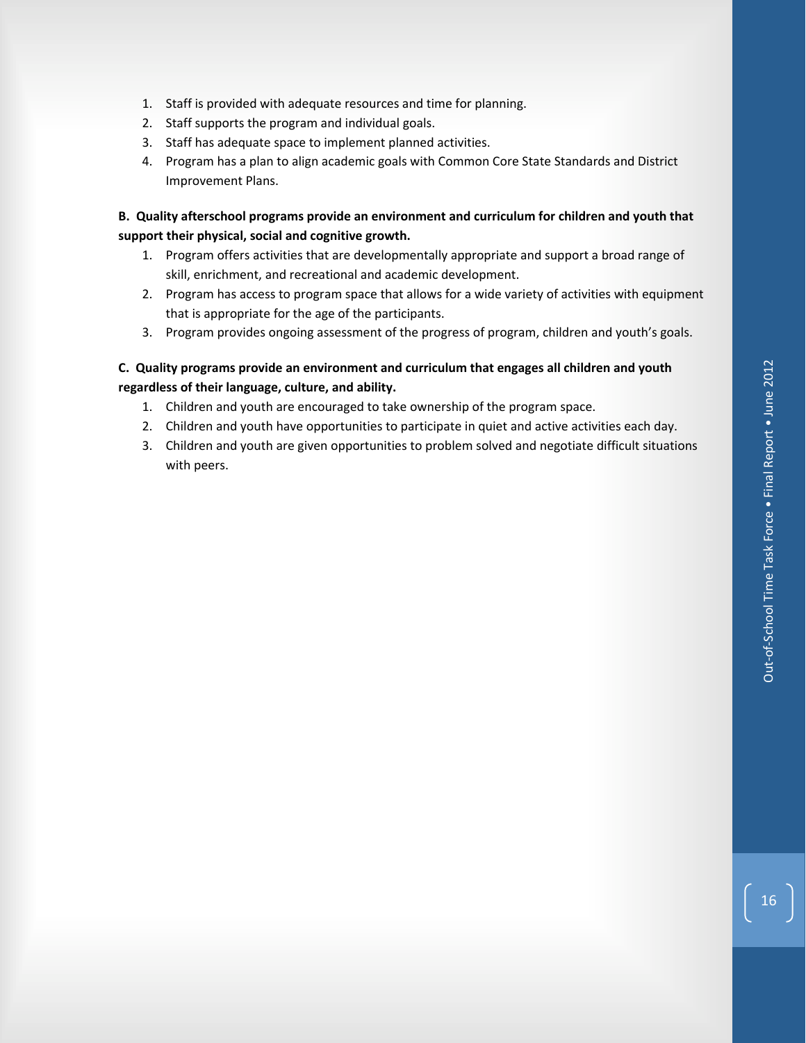1. Staff is provided with adequate resources and time for planning.
2. Staff supports the program and individual goals.
3. Staff has adequate space to implement planned activities.
4. Program has a plan to align academic goals with Common Core State Standards and District Improvement Plans.

**B. Quality afterschool programs provide an environment and curriculum for children and youth that support their physical, social and cognitive growth.**

1. Program offers activities that are developmentally appropriate and support a broad range of skill, enrichment, and recreational and academic development.
2. Program has access to program space that allows for a wide variety of activities with equipment that is appropriate for the age of the participants.
3. Program provides ongoing assessment of the progress of program, children and youth's goals.

**C. Quality programs provide an environment and curriculum that engages all children and youth regardless of their language, culture, and ability.**

1. Children and youth are encouraged to take ownership of the program space.
2. Children and youth have opportunities to participate in quiet and active activities each day.
3. Children and youth are given opportunities to problem solved and negotiate difficult situations with peers.